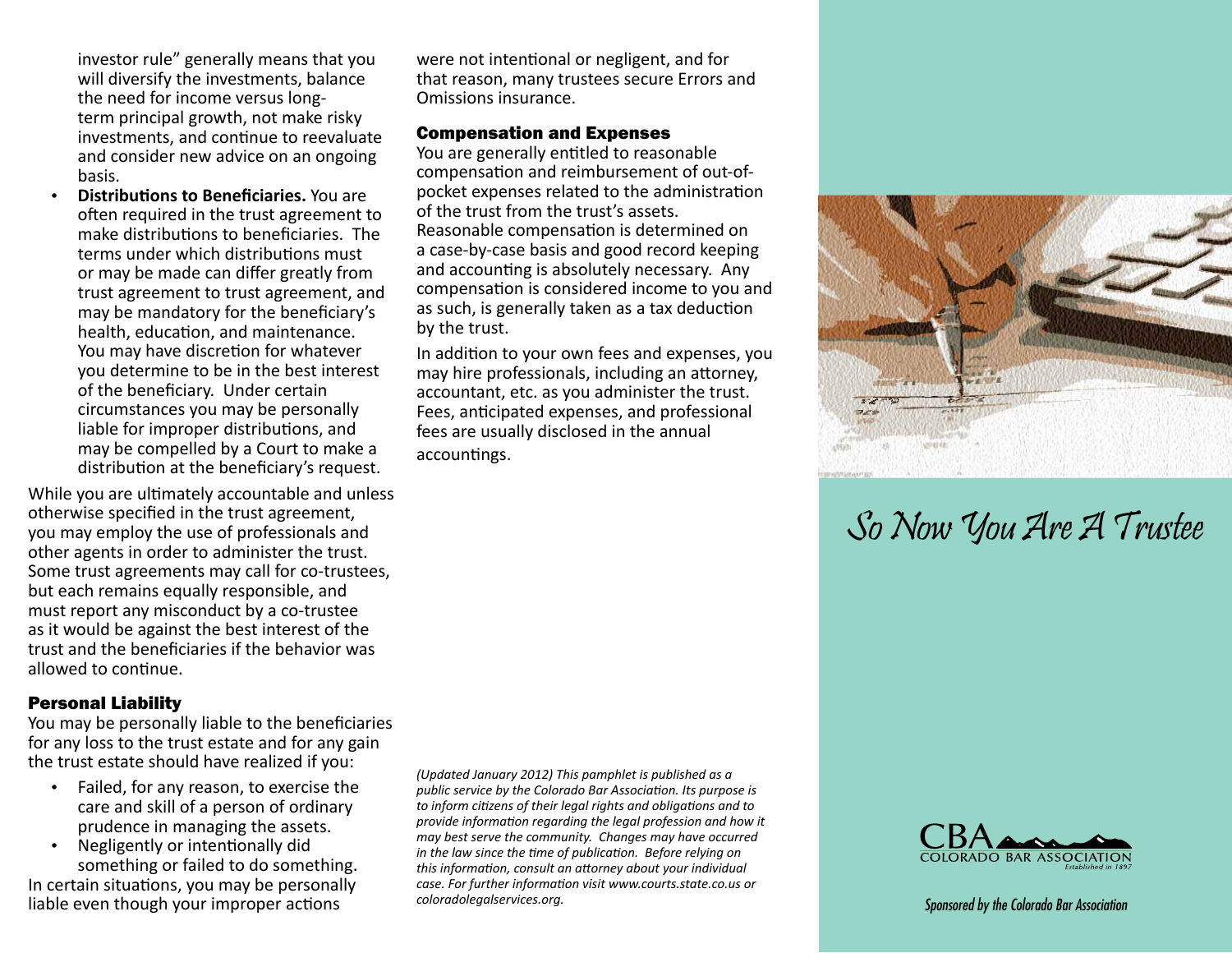investor rule" generally means that you will diversify the investments, balance the need for income versus long-term principal growth, not make risky investments, and continue to reevaluate and consider new advice on an ongoing basis.

- **Distributions to Beneficiaries.** You are often required in the trust agreement to make distributions to beneficiaries. The terms under which distributions must or may be made can differ greatly from trust agreement to trust agreement, and may be mandatory for the beneficiary's health, education, and maintenance. You may have discretion for whatever you determine to be in the best interest of the beneficiary. Under certain circumstances you may be personally liable for improper distributions, and may be compelled by a Court to make a distribution at the beneficiary's request.

While you are ultimately accountable and unless otherwise specified in the trust agreement, you may employ the use of professionals and other agents in order to administer the trust. Some trust agreements may call for co-trustees, but each remains equally responsible, and must report any misconduct by a co-trustee as it would be against the best interest of the trust and the beneficiaries if the behavior was allowed to continue.

## Personal Liability

You may be personally liable to the beneficiaries for any loss to the trust estate and for any gain the trust estate should have realized if you:

- Failed, for any reason, to exercise the care and skill of a person of ordinary prudence in managing the assets.
- Negligently or intentionally did something or failed to do something.

In certain situations, you may be personally liable even though your improper actions were not intentional or negligent, and for that reason, many trustees secure Errors and Omissions insurance.

## Compensation and Expenses

You are generally entitled to reasonable compensation and reimbursement of out-of-pocket expenses related to the administration of the trust from the trust's assets. Reasonable compensation is determined on a case-by-case basis and good record keeping and accounting is absolutely necessary. Any compensation is considered income to you and as such, is generally taken as a tax deduction by the trust.

In addition to your own fees and expenses, you may hire professionals, including an attorney, accountant, etc. as you administer the trust. Fees, anticipated expenses, and professional fees are usually disclosed in the annual accountings.

*(Updated January 2012) This pamphlet is published as a public service by the Colorado Bar Association. Its purpose is to inform citizens of their legal rights and obligations and to provide information regarding the legal profession and how it may best serve the community. Changes may have occurred in the law since the time of publication. Before relying on this information, consult an attorney about your individual case. For further information visit www.courts.state.co.us or coloradolegalservices.org.*

# So Now You Are A Trustee

CBA COLORADO BAR ASSOCIATION Established in 1897

*Sponsored by the Colorado Bar Association*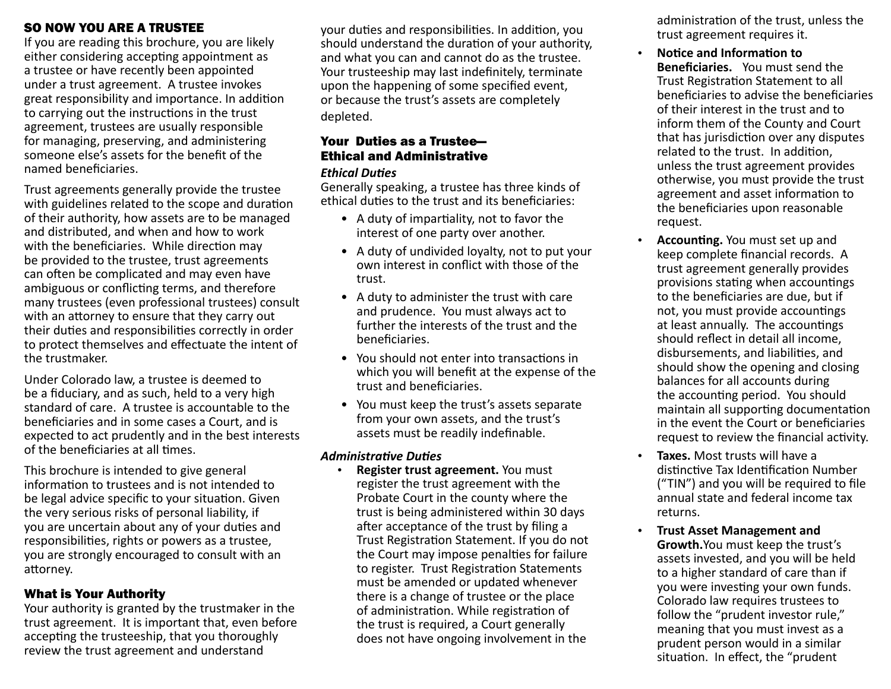## SO NOW YOU ARE A TRUSTEE

If you are reading this brochure, you are likely either considering accepting appointment as a trustee or have recently been appointed under a trust agreement. A trustee invokes great responsibility and importance. In addition to carrying out the instructions in the trust agreement, trustees are usually responsible for managing, preserving, and administering someone else's assets for the benefit of the named beneficiaries.

Trust agreements generally provide the trustee with guidelines related to the scope and duration of their authority, how assets are to be managed and distributed, and when and how to work with the beneficiaries. While direction may be provided to the trustee, trust agreements can often be complicated and may even have ambiguous or conflicting terms, and therefore many trustees (even professional trustees) consult with an attorney to ensure that they carry out their duties and responsibilities correctly in order to protect themselves and effectuate the intent of the trustmaker.

Under Colorado law, a trustee is deemed to be a fiduciary, and as such, held to a very high standard of care. A trustee is accountable to the beneficiaries and in some cases a Court, and is expected to act prudently and in the best interests of the beneficiaries at all times.

This brochure is intended to give general information to trustees and is not intended to be legal advice specific to your situation. Given the very serious risks of personal liability, if you are uncertain about any of your duties and responsibilities, rights or powers as a trustee, you are strongly encouraged to consult with an attorney.

## What is Your Authority

Your authority is granted by the trustmaker in the trust agreement. It is important that, even before accepting the trusteeship, that you thoroughly review the trust agreement and understand your duties and responsibilities. In addition, you should understand the duration of your authority, and what you can and cannot do as the trustee. Your trusteeship may last indefinitely, terminate upon the happening of some specified event, or because the trust's assets are completely depleted.

## Your Duties as a Trustee— Ethical and Administrative

### *Ethical Duties*

Generally speaking, a trustee has three kinds of ethical duties to the trust and its beneficiaries:

- A duty of impartiality, not to favor the interest of one party over another.
- A duty of undivided loyalty, not to put your own interest in conflict with those of the trust.
- A duty to administer the trust with care and prudence. You must always act to further the interests of the trust and the beneficiaries.
- You should not enter into transactions in which you will benefit at the expense of the trust and beneficiaries.
- You must keep the trust's assets separate from your own assets, and the trust's assets must be readily indefinable.

### *Administrative Duties*

- **Register trust agreement.** You must register the trust agreement with the Probate Court in the county where the trust is being administered within 30 days after acceptance of the trust by filing a Trust Registration Statement. If you do not the Court may impose penalties for failure to register. Trust Registration Statements must be amended or updated whenever there is a change of trustee or the place of administration. While registration of the trust is required, a Court generally does not have ongoing involvement in the administration of the trust, unless the trust agreement requires it.
- **Notice and Information to Beneficiaries.** You must send the Trust Registration Statement to all beneficiaries to advise the beneficiaries of their interest in the trust and to inform them of the County and Court that has jurisdiction over any disputes related to the trust. In addition, unless the trust agreement provides otherwise, you must provide the trust agreement and asset information to the beneficiaries upon reasonable request.
- **Accounting.** You must set up and keep complete financial records. A trust agreement generally provides provisions stating when accountings to the beneficiaries are due, but if not, you must provide accountings at least annually. The accountings should reflect in detail all income, disbursements, and liabilities, and should show the opening and closing balances for all accounts during the accounting period. You should maintain all supporting documentation in the event the Court or beneficiaries request to review the financial activity.
- **Taxes.** Most trusts will have a distinctive Tax Identification Number ("TIN") and you will be required to file annual state and federal income tax returns.
- **Trust Asset Management and Growth.**You must keep the trust's assets invested, and you will be held to a higher standard of care than if you were investing your own funds. Colorado law requires trustees to follow the "prudent investor rule," meaning that you must invest as a prudent person would in a similar situation. In effect, the "prudent